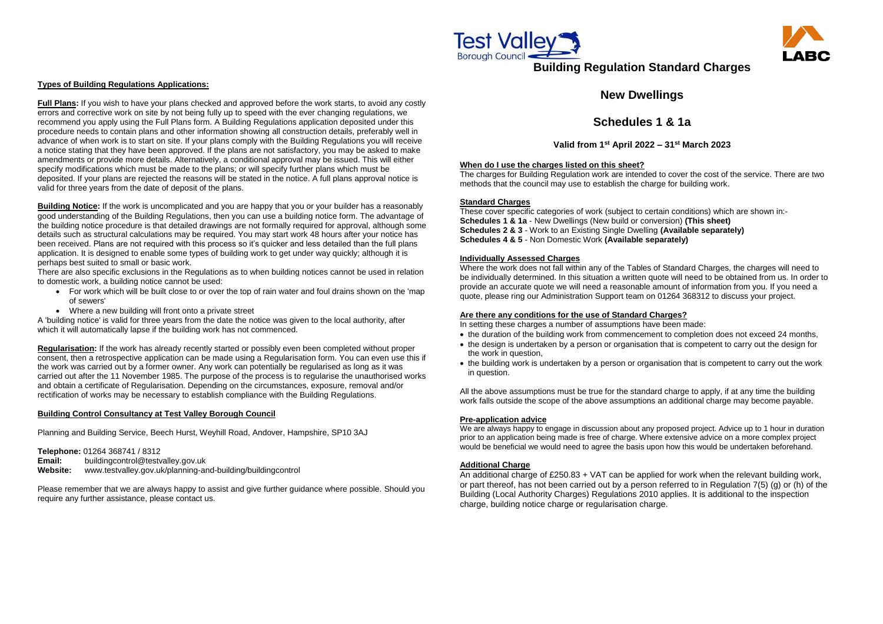## Types of Building Regulations Applications:

**Full Plans:** If you wish to have your plans checked and approved before the work starts, to avoid any costly errors and corrective work on site by not being fully up to speed with the ever changing regulations, we recommend you apply using the Full Plans form. A Building Regulations application deposited under this procedure needs to contain plans and other information showing all construction details, preferably well in advance of when work is to start on site. If your plans comply with the Building Regulations you will receive a notice stating that they have been approved. If the plans are not satisfactory, you may be asked to make amendments or provide more details. Alternatively, a conditional approval may be issued. This will either specify modifications which must be made to the plans; or will specify further plans which must be deposited. If your plans are rejected the reasons will be stated in the notice. A full plans approval notice is valid for three years from the date of deposit of the plans.

**Building Notice:** If the work is uncomplicated and you are happy that you or your builder has a reasonably good understanding of the Building Regulations, then you can use a building notice form. The advantage of the building notice procedure is that detailed drawings are not formally required for approval, although some details such as structural calculations may be required. You may start work 48 hours after your notice has been received. Plans are not required with this process so it's quicker and less detailed than the full plans application. It is designed to enable some types of building work to get under way quickly; although it is perhaps best suited to small or basic work.

There are also specific exclusions in the Regulations as to when building notices cannot be used in relation to domestic work, a building notice cannot be used:

- For work which will be built close to or over the top of rain water and foul drains shown on the 'map of sewers'
- Where a new building will front onto a private street

A 'building notice' is valid for three years from the date the notice was given to the local authority, after which it will automatically lapse if the building work has not commenced.

**Regularisation:** If the work has already recently started or possibly even been completed without proper consent, then a retrospective application can be made using a Regularisation form. You can even use this if the work was carried out by a former owner. Any work can potentially be regularised as long as it was carried out after the 11 November 1985. The purpose of the process is to regularise the unauthorised works and obtain a certificate of Regularisation. Depending on the circumstances, exposure, removal and/or rectification of works may be necessary to establish compliance with the Building Regulations.

## Building Control Consultancy at Test Valley Borough Council

Planning and Building Service, Beech Hurst, Weyhill Road, Andover, Hampshire, SP10 3AJ

**Telephone:** 01264 368741 / 8312
**Email:** buildingcontrol@testvalley.gov.uk
**Website:** www.testvalley.gov.uk/planning-and-building/buildingcontrol

Please remember that we are always happy to assist and give further guidance where possible. Should you require any further assistance, please contact us.

# Building Regulation Standard Charges

## New Dwellings

## Schedules 1 & 1a

**Valid from 1st April 2022 – 31st March 2023**

### When do I use the charges listed on this sheet?

The charges for Building Regulation work are intended to cover the cost of the service. There are two methods that the council may use to establish the charge for building work.

### Standard Charges

These cover specific categories of work (subject to certain conditions) which are shown in:-
**Schedules 1 & 1a** - New Dwellings (New build or conversion) **(This sheet)**
**Schedules 2 & 3** - Work to an Existing Single Dwelling **(Available separately)**
**Schedules 4 & 5** - Non Domestic Work **(Available separately)**

### Individually Assessed Charges

Where the work does not fall within any of the Tables of Standard Charges, the charges will need to be individually determined. In this situation a written quote will need to be obtained from us. In order to provide an accurate quote we will need a reasonable amount of information from you. If you need a quote, please ring our Administration Support team on 01264 368312 to discuss your project.

### Are there any conditions for the use of Standard Charges?

In setting these charges a number of assumptions have been made:

- the duration of the building work from commencement to completion does not exceed 24 months,
- the design is undertaken by a person or organisation that is competent to carry out the design for the work in question,
- the building work is undertaken by a person or organisation that is competent to carry out the work in question.

All the above assumptions must be true for the standard charge to apply, if at any time the building work falls outside the scope of the above assumptions an additional charge may become payable.

### Pre-application advice

We are always happy to engage in discussion about any proposed project. Advice up to 1 hour in duration prior to an application being made is free of charge. Where extensive advice on a more complex project would be beneficial we would need to agree the basis upon how this would be undertaken beforehand.

### Additional Charge

An additional charge of £250.83 + VAT can be applied for work when the relevant building work, or part thereof, has not been carried out by a person referred to in Regulation 7(5) (g) or (h) of the Building (Local Authority Charges) Regulations 2010 applies. It is additional to the inspection charge, building notice charge or regularisation charge.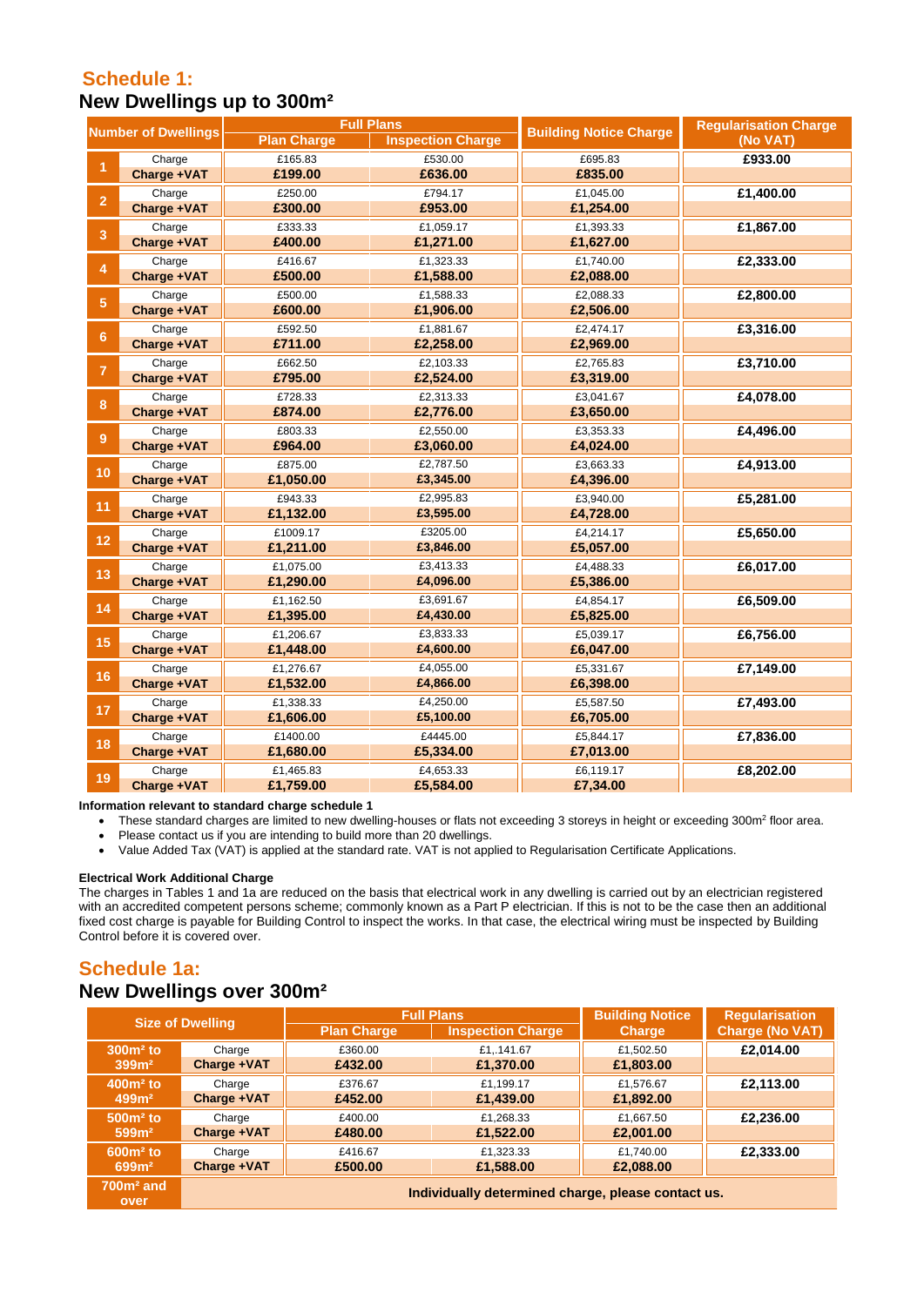## Schedule 1:

## New Dwellings up to 300m²

| Number of Dwellings | | Full Plans | | Building Notice Charge | Regularisation Charge (No VAT) |
|---|---|---|---|---|---|
| | | Plan Charge | Inspection Charge | | |
| 1 | Charge | £165.83 | £530.00 | £695.83 | £933.00 |
| | Charge +VAT | £199.00 | £636.00 | £835.00 | |
| 2 | Charge | £250.00 | £794.17 | £1,045.00 | £1,400.00 |
| | Charge +VAT | £300.00 | £953.00 | £1,254.00 | |
| 3 | Charge | £333.33 | £1,059.17 | £1,393.33 | £1,867.00 |
| | Charge +VAT | £400.00 | £1,271.00 | £1,627.00 | |
| 4 | Charge | £416.67 | £1,323.33 | £1,740.00 | £2,333.00 |
| | Charge +VAT | £500.00 | £1,588.00 | £2,088.00 | |
| 5 | Charge | £500.00 | £1,588.33 | £2,088.33 | £2,800.00 |
| | Charge +VAT | £600.00 | £1,906.00 | £2,506.00 | |
| 6 | Charge | £592.50 | £1,881.67 | £2,474.17 | £3,316.00 |
| | Charge +VAT | £711.00 | £2,258.00 | £2,969.00 | |
| 7 | Charge | £662.50 | £2,103.33 | £2,765.83 | £3,710.00 |
| | Charge +VAT | £795.00 | £2,524.00 | £3,319.00 | |
| 8 | Charge | £728.33 | £2,313.33 | £3,041.67 | £4,078.00 |
| | Charge +VAT | £874.00 | £2,776.00 | £3,650.00 | |
| 9 | Charge | £803.33 | £2,550.00 | £3,353.33 | £4,496.00 |
| | Charge +VAT | £964.00 | £3,060.00 | £4,024.00 | |
| 10 | Charge | £875.00 | £2,787.50 | £3,663.33 | £4,913.00 |
| | Charge +VAT | £1,050.00 | £3,345.00 | £4,396.00 | |
| 11 | Charge | £943.33 | £2,995.83 | £3,940.00 | £5,281.00 |
| | Charge +VAT | £1,132.00 | £3,595.00 | £4,728.00 | |
| 12 | Charge | £1009.17 | £3205.00 | £4,214.17 | £5,650.00 |
| | Charge +VAT | £1,211.00 | £3,846.00 | £5,057.00 | |
| 13 | Charge | £1,075.00 | £3,413.33 | £4,488.33 | £6,017.00 |
| | Charge +VAT | £1,290.00 | £4,096.00 | £5,386.00 | |
| 14 | Charge | £1,162.50 | £3,691.67 | £4,854.17 | £6,509.00 |
| | Charge +VAT | £1,395.00 | £4,430.00 | £5,825.00 | |
| 15 | Charge | £1,206.67 | £3,833.33 | £5,039.17 | £6,756.00 |
| | Charge +VAT | £1,448.00 | £4,600.00 | £6,047.00 | |
| 16 | Charge | £1,276.67 | £4,055.00 | £5,331.67 | £7,149.00 |
| | Charge +VAT | £1,532.00 | £4,866.00 | £6,398.00 | |
| 17 | Charge | £1,338.33 | £4,250.00 | £5,587.50 | £7,493.00 |
| | Charge +VAT | £1,606.00 | £5,100.00 | £6,705.00 | |
| 18 | Charge | £1400.00 | £4445.00 | £5,844.17 | £7,836.00 |
| | Charge +VAT | £1,680.00 | £5,334.00 | £7,013.00 | |
| 19 | Charge | £1,465.83 | £4,653.33 | £6,119.17 | £8,202.00 |
| | Charge +VAT | £1,759.00 | £5,584.00 | £7,34.00 | |

**Information relevant to standard charge schedule 1**

- These standard charges are limited to new dwelling-houses or flats not exceeding 3 storeys in height or exceeding 300m² floor area.
- Please contact us if you are intending to build more than 20 dwellings.
- Value Added Tax (VAT) is applied at the standard rate. VAT is not applied to Regularisation Certificate Applications.

**Electrical Work Additional Charge**

The charges in Tables 1 and 1a are reduced on the basis that electrical work in any dwelling is carried out by an electrician registered with an accredited competent persons scheme; commonly known as a Part P electrician. If this is not to be the case then an additional fixed cost charge is payable for Building Control to inspect the works. In that case, the electrical wiring must be inspected by Building Control before it is covered over.

## Schedule 1a:

## New Dwellings over 300m²

| Size of Dwelling | | Full Plans | | Building Notice Charge | Regularisation Charge (No VAT) |
|---|---|---|---|---|---|
| | | Plan Charge | Inspection Charge | | |
| 300m² to 399m² | Charge | £360.00 | £1,.141.67 | £1,502.50 | £2,014.00 |
| | Charge +VAT | £432.00 | £1,370.00 | £1,803.00 | |
| 400m² to 499m² | Charge | £376.67 | £1,199.17 | £1,576.67 | £2,113.00 |
| | Charge +VAT | £452.00 | £1,439.00 | £1,892.00 | |
| 500m² to 599m² | Charge | £400.00 | £1,268.33 | £1,667.50 | £2,236.00 |
| | Charge +VAT | £480.00 | £1,522.00 | £2,001.00 | |
| 600m² to 699m² | Charge | £416.67 | £1,323.33 | £1,740.00 | £2,333.00 |
| | Charge +VAT | £500.00 | £1,588.00 | £2,088.00 | |
| 700m² and over | Individually determined charge, please contact us. | | | | |